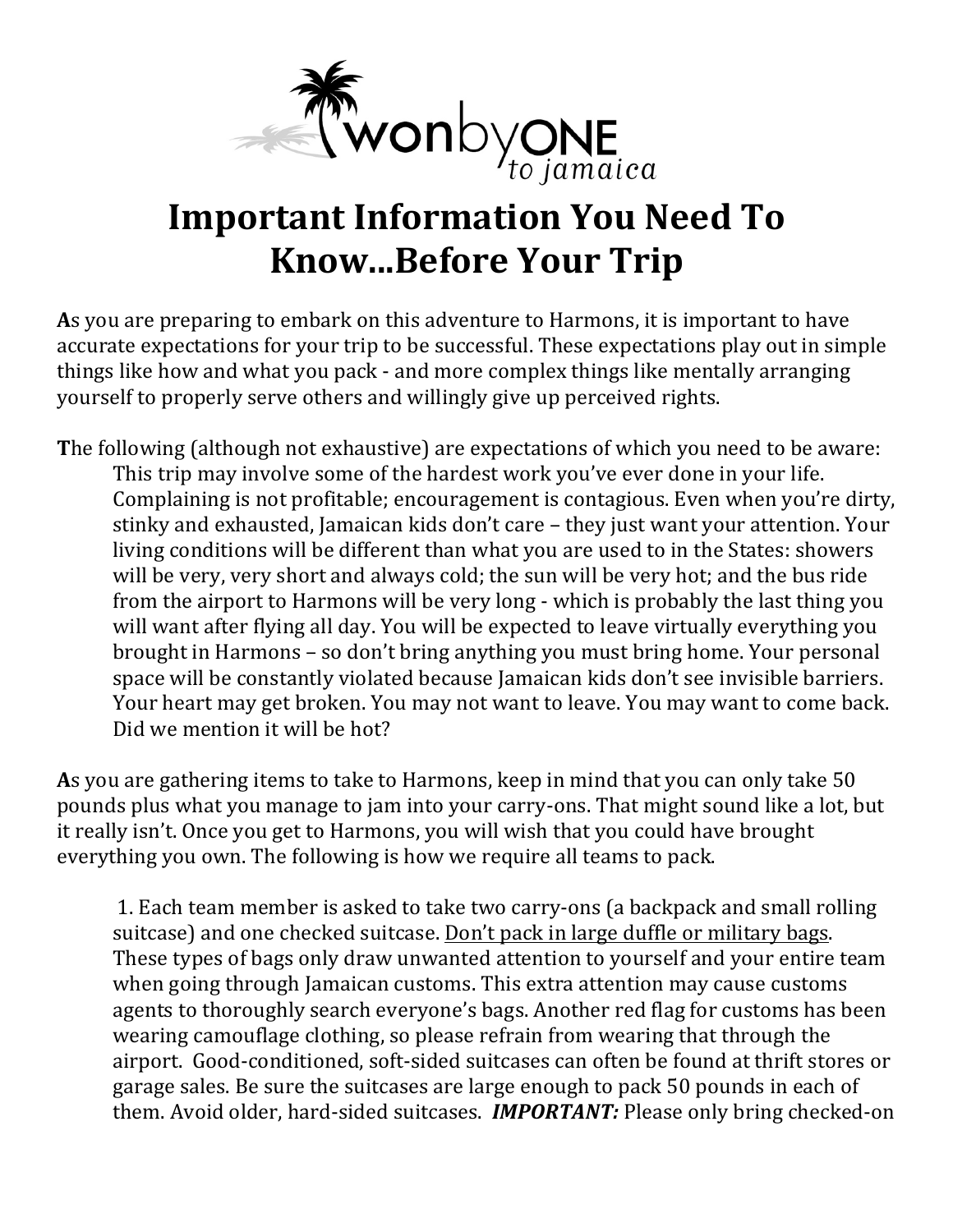wonbyONE to jamaica

# Important Information You Need To Know...Before Your Trip

**A**s you are preparing to embark on this adventure to Harmons, it is important to have accurate expectations for your trip to be successful. These expectations play out in simple things like how and what you pack - and more complex things like mentally arranging yourself to properly serve others and willingly give up perceived rights.

**T**he following (although not exhaustive) are expectations of which you need to be aware:

> This trip may involve some of the hardest work you've ever done in your life. Complaining is not profitable; encouragement is contagious. Even when you're dirty, stinky and exhausted, Jamaican kids don't care – they just want your attention. Your living conditions will be different than what you are used to in the States: showers will be very, very short and always cold; the sun will be very hot; and the bus ride from the airport to Harmons will be very long - which is probably the last thing you will want after flying all day. You will be expected to leave virtually everything you brought in Harmons – so don't bring anything you must bring home. Your personal space will be constantly violated because Jamaican kids don't see invisible barriers. Your heart may get broken. You may not want to leave. You may want to come back. Did we mention it will be hot?

**A**s you are gathering items to take to Harmons, keep in mind that you can only take 50 pounds plus what you manage to jam into your carry-ons. That might sound like a lot, but it really isn't. Once you get to Harmons, you will wish that you could have brought everything you own. The following is how we require all teams to pack.

1. Each team member is asked to take two carry-ons (a backpack and small rolling suitcase) and one checked suitcase. <u>Don't pack in large duffle or military bags</u>. These types of bags only draw unwanted attention to yourself and your entire team when going through Jamaican customs. This extra attention may cause customs agents to thoroughly search everyone's bags. Another red flag for customs has been wearing camouflage clothing, so please refrain from wearing that through the airport. Good-conditioned, soft-sided suitcases can often be found at thrift stores or garage sales. Be sure the suitcases are large enough to pack 50 pounds in each of them. Avoid older, hard-sided suitcases. ***IMPORTANT:*** Please only bring checked-on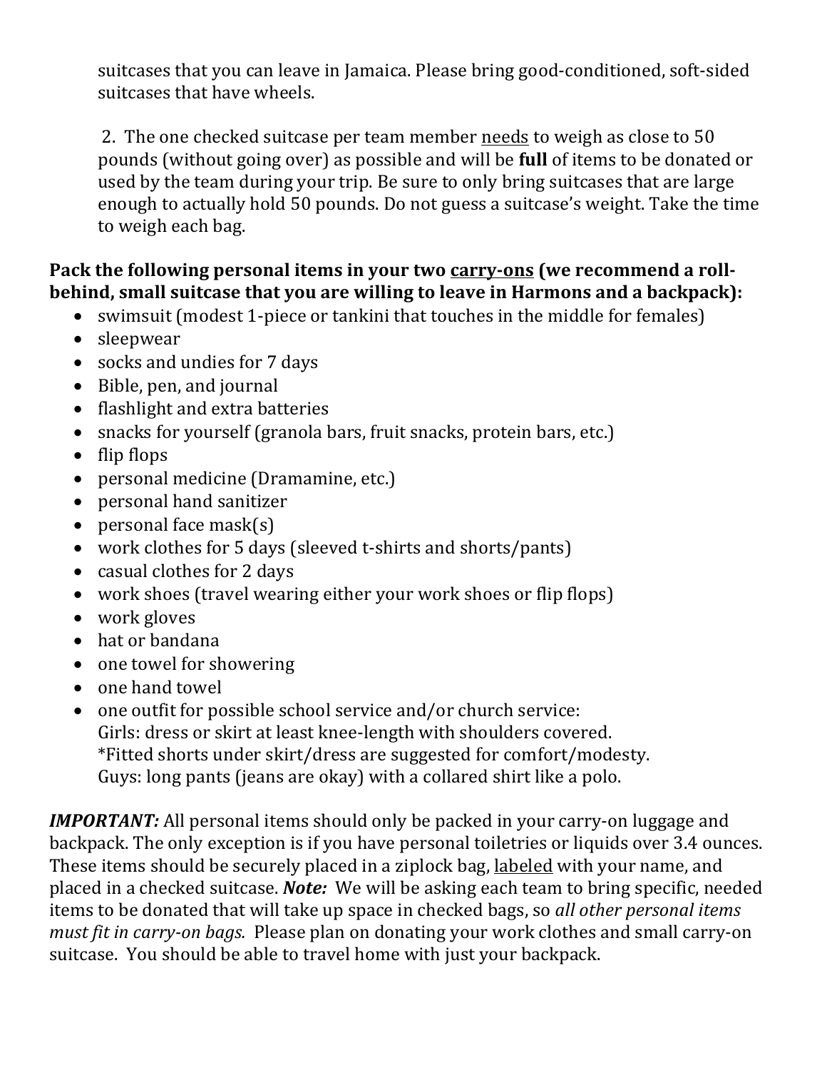suitcases that you can leave in Jamaica. Please bring good-conditioned, soft-sided suitcases that have wheels.

2. The one checked suitcase per team member <u>needs</u> to weigh as close to 50 pounds (without going over) as possible and will be **full** of items to be donated or used by the team during your trip. Be sure to only bring suitcases that are large enough to actually hold 50 pounds. Do not guess a suitcase's weight. Take the time to weigh each bag.

**Pack the following personal items in your two <u>carry-ons</u> (we recommend a roll-behind, small suitcase that you are willing to leave in Harmons and a backpack):**

- swimsuit (modest 1-piece or tankini that touches in the middle for females)
- sleepwear
- socks and undies for 7 days
- Bible, pen, and journal
- flashlight and extra batteries
- snacks for yourself (granola bars, fruit snacks, protein bars, etc.)
- flip flops
- personal medicine (Dramamine, etc.)
- personal hand sanitizer
- personal face mask(s)
- work clothes for 5 days (sleeved t-shirts and shorts/pants)
- casual clothes for 2 days
- work shoes (travel wearing either your work shoes or flip flops)
- work gloves
- hat or bandana
- one towel for showering
- one hand towel
- one outfit for possible school service and/or church service:
  Girls: dress or skirt at least knee-length with shoulders covered.
  *Fitted shorts under skirt/dress are suggested for comfort/modesty.
  Guys: long pants (jeans are okay) with a collared shirt like a polo.

***IMPORTANT:*** All personal items should only be packed in your carry-on luggage and backpack. The only exception is if you have personal toiletries or liquids over 3.4 ounces. These items should be securely placed in a ziplock bag, <u>labeled</u> with your name, and placed in a checked suitcase. ***Note:*** We will be asking each team to bring specific, needed items to be donated that will take up space in checked bags, so *all other personal items must fit in carry-on bags.* Please plan on donating your work clothes and small carry-on suitcase. You should be able to travel home with just your backpack.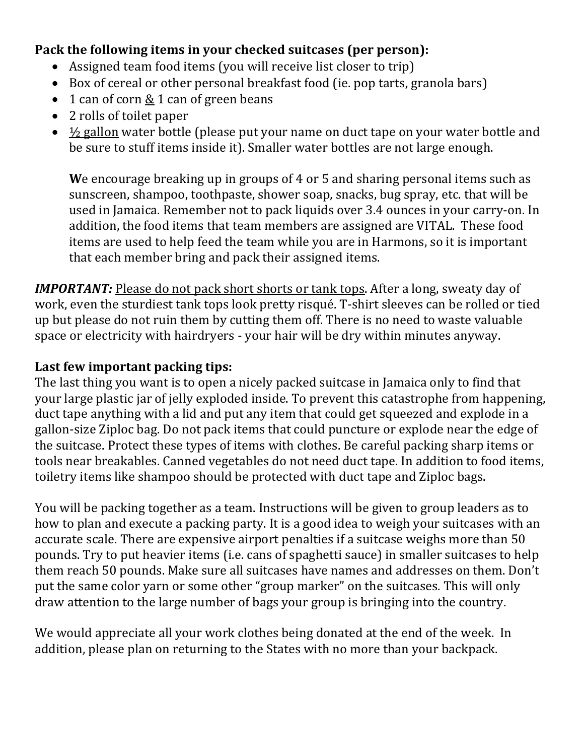**Pack the following items in your checked suitcases (per person):**

- Assigned team food items (you will receive list closer to trip)
- Box of cereal or other personal breakfast food (ie. pop tarts, granola bars)
- 1 can of corn <u>&</u> 1 can of green beans
- 2 rolls of toilet paper
- <u>½ gallon</u> water bottle (please put your name on duct tape on your water bottle and be sure to stuff items inside it). Smaller water bottles are not large enough.

  **W**e encourage breaking up in groups of 4 or 5 and sharing personal items such as sunscreen, shampoo, toothpaste, shower soap, snacks, bug spray, etc. that will be used in Jamaica. Remember not to pack liquids over 3.4 ounces in your carry-on. In addition, the food items that team members are assigned are VITAL. These food items are used to help feed the team while you are in Harmons, so it is important that each member bring and pack their assigned items.

***IMPORTANT:*** <u>Please do not pack short shorts or tank tops</u>. After a long, sweaty day of work, even the sturdiest tank tops look pretty risqué. T-shirt sleeves can be rolled or tied up but please do not ruin them by cutting them off. There is no need to waste valuable space or electricity with hairdryers - your hair will be dry within minutes anyway.

**Last few important packing tips:**

The last thing you want is to open a nicely packed suitcase in Jamaica only to find that your large plastic jar of jelly exploded inside. To prevent this catastrophe from happening, duct tape anything with a lid and put any item that could get squeezed and explode in a gallon-size Ziploc bag. Do not pack items that could puncture or explode near the edge of the suitcase. Protect these types of items with clothes. Be careful packing sharp items or tools near breakables. Canned vegetables do not need duct tape. In addition to food items, toiletry items like shampoo should be protected with duct tape and Ziploc bags.

You will be packing together as a team. Instructions will be given to group leaders as to how to plan and execute a packing party. It is a good idea to weigh your suitcases with an accurate scale. There are expensive airport penalties if a suitcase weighs more than 50 pounds. Try to put heavier items (i.e. cans of spaghetti sauce) in smaller suitcases to help them reach 50 pounds. Make sure all suitcases have names and addresses on them. Don't put the same color yarn or some other "group marker" on the suitcases. This will only draw attention to the large number of bags your group is bringing into the country.

We would appreciate all your work clothes being donated at the end of the week. In addition, please plan on returning to the States with no more than your backpack.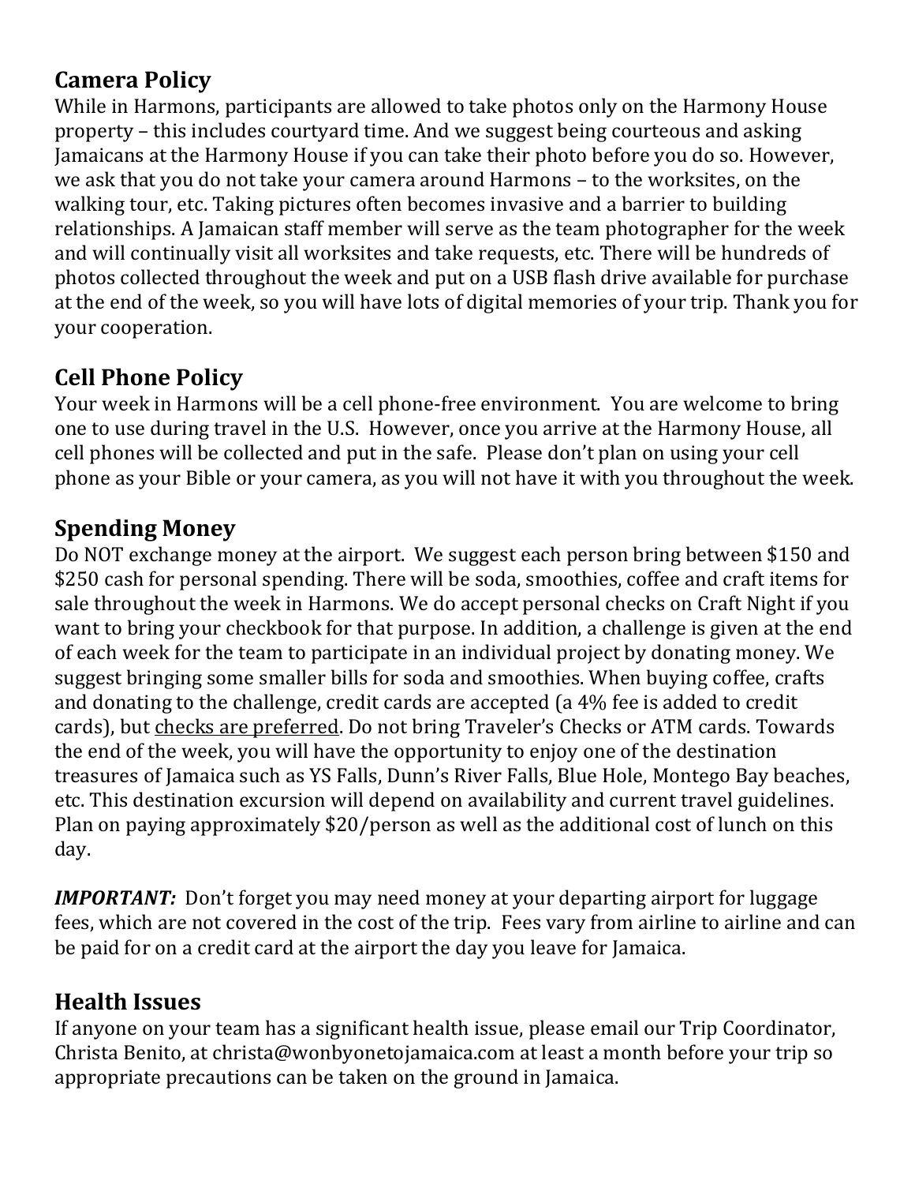## Camera Policy

While in Harmons, participants are allowed to take photos only on the Harmony House property – this includes courtyard time. And we suggest being courteous and asking Jamaicans at the Harmony House if you can take their photo before you do so. However, we ask that you do not take your camera around Harmons – to the worksites, on the walking tour, etc. Taking pictures often becomes invasive and a barrier to building relationships. A Jamaican staff member will serve as the team photographer for the week and will continually visit all worksites and take requests, etc. There will be hundreds of photos collected throughout the week and put on a USB flash drive available for purchase at the end of the week, so you will have lots of digital memories of your trip. Thank you for your cooperation.

## Cell Phone Policy

Your week in Harmons will be a cell phone-free environment. You are welcome to bring one to use during travel in the U.S. However, once you arrive at the Harmony House, all cell phones will be collected and put in the safe. Please don't plan on using your cell phone as your Bible or your camera, as you will not have it with you throughout the week.

## Spending Money

Do NOT exchange money at the airport. We suggest each person bring between $150 and $250 cash for personal spending. There will be soda, smoothies, coffee and craft items for sale throughout the week in Harmons. We do accept personal checks on Craft Night if you want to bring your checkbook for that purpose. In addition, a challenge is given at the end of each week for the team to participate in an individual project by donating money. We suggest bringing some smaller bills for soda and smoothies. When buying coffee, crafts and donating to the challenge, credit cards are accepted (a 4% fee is added to credit cards), but <u>checks are preferred</u>. Do not bring Traveler's Checks or ATM cards. Towards the end of the week, you will have the opportunity to enjoy one of the destination treasures of Jamaica such as YS Falls, Dunn's River Falls, Blue Hole, Montego Bay beaches, etc. This destination excursion will depend on availability and current travel guidelines. Plan on paying approximately $20/person as well as the additional cost of lunch on this day.

***IMPORTANT:*** Don't forget you may need money at your departing airport for luggage fees, which are not covered in the cost of the trip. Fees vary from airline to airline and can be paid for on a credit card at the airport the day you leave for Jamaica.

## Health Issues

If anyone on your team has a significant health issue, please email our Trip Coordinator, Christa Benito, at christa@wonbyonetojamaica.com at least a month before your trip so appropriate precautions can be taken on the ground in Jamaica.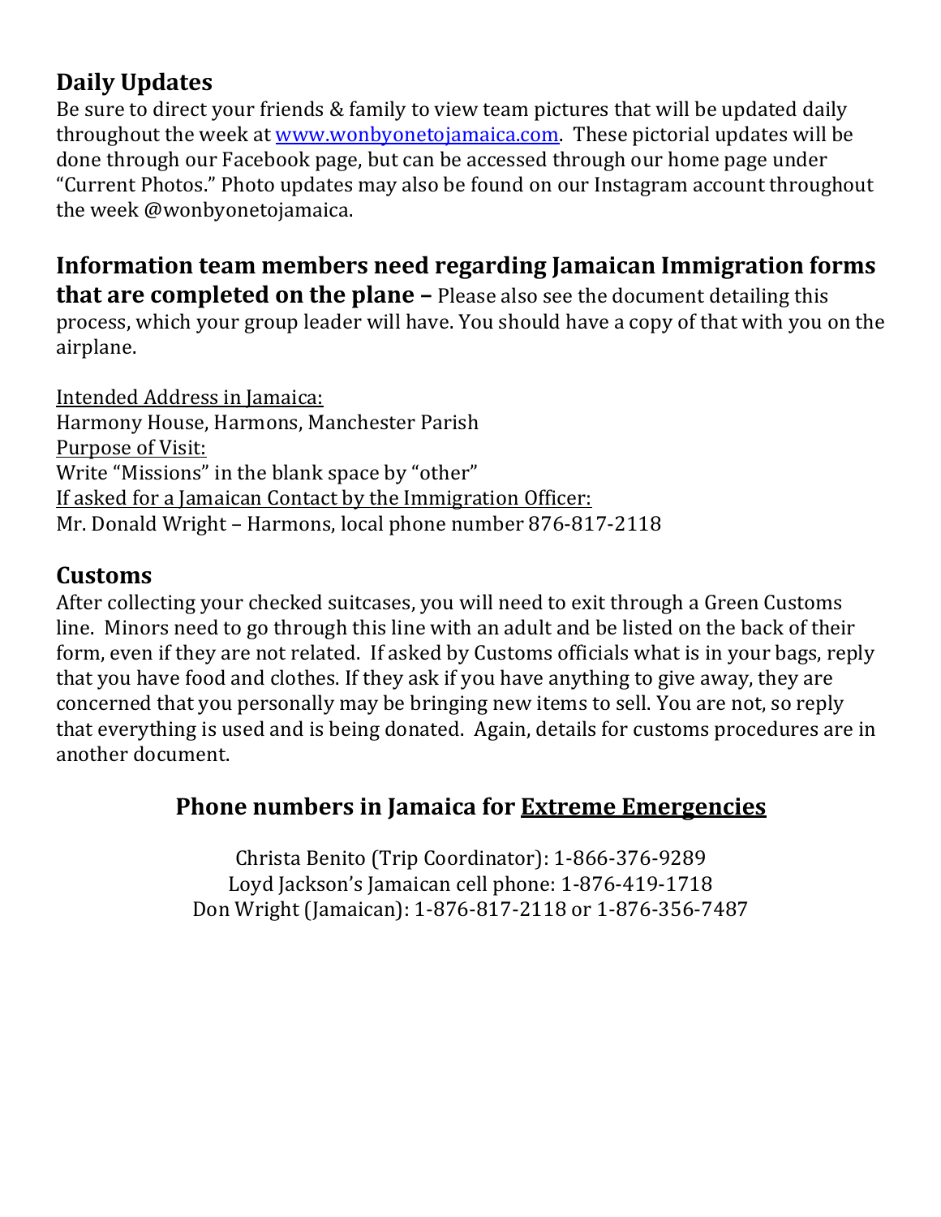## Daily Updates

Be sure to direct your friends & family to view team pictures that will be updated daily throughout the week at [www.wonbyonetojamaica.com](http://www.wonbyonetojamaica.com). These pictorial updates will be done through our Facebook page, but can be accessed through our home page under "Current Photos." Photo updates may also be found on our Instagram account throughout the week @wonbyonetojamaica.

## Information team members need regarding Jamaican Immigration forms that are completed on the plane –

Please also see the document detailing this process, which your group leader will have. You should have a copy of that with you on the airplane.

<u>Intended Address in Jamaica:</u>
Harmony House, Harmons, Manchester Parish
<u>Purpose of Visit:</u>
Write "Missions" in the blank space by "other"
<u>If asked for a Jamaican Contact by the Immigration Officer:</u>
Mr. Donald Wright – Harmons, local phone number 876-817-2118

## Customs

After collecting your checked suitcases, you will need to exit through a Green Customs line. Minors need to go through this line with an adult and be listed on the back of their form, even if they are not related. If asked by Customs officials what is in your bags, reply that you have food and clothes. If they ask if you have anything to give away, they are concerned that you personally may be bringing new items to sell. You are not, so reply that everything is used and is being donated. Again, details for customs procedures are in another document.

## Phone numbers in Jamaica for <u>Extreme Emergencies</u>

Christa Benito (Trip Coordinator): 1-866-376-9289
Loyd Jackson's Jamaican cell phone: 1-876-419-1718
Don Wright (Jamaican): 1-876-817-2118 or 1-876-356-7487